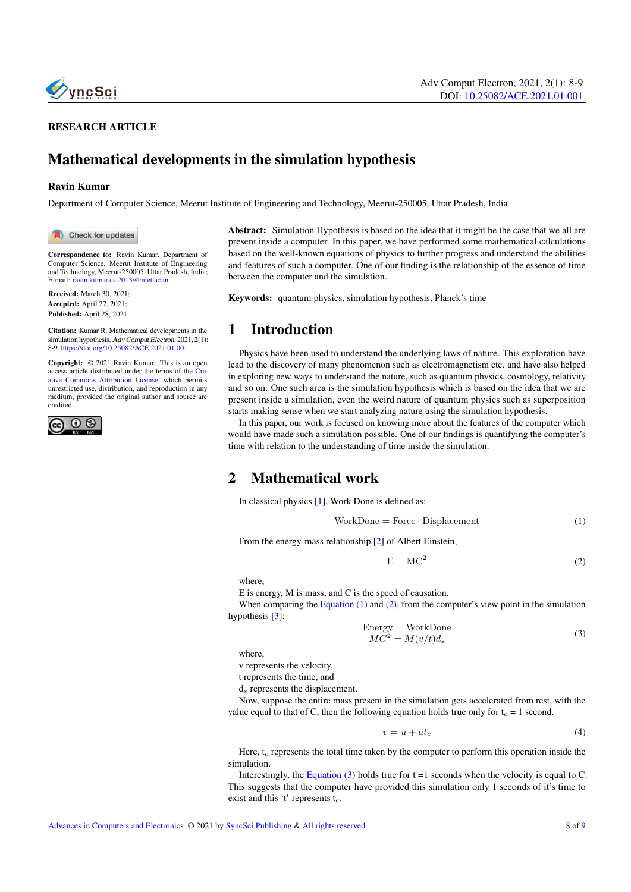RESEARCH ARTICLE

# Mathematical developments in the simulation hypothesis

**Ravin Kumar**

Department of Computer Science, Meerut Institute of Engineering and Technology, Meerut-250005, Uttar Pradesh, India

**Correspondence to:** Ravin Kumar, Department of Computer Science, Meerut Institute of Engineering and Technology, Meerut-250005, Uttar Pradesh, India; E-mail: ravin.kumar.cs.2013@miet.ac.in

**Received:** March 30, 2021;
**Accepted:** April 27, 2021;
**Published:** April 28, 2021.

**Citation:** Kumar R. Mathematical developments in the simulation hypothesis. *Adv Comput Electron*, 2021, **2**(1): 8-9. https://doi.org/10.25082/ACE.2021.01.001

**Copyright:** © 2021 Ravin Kumar. This is an open access article distributed under the terms of the Creative Commons Attribution License, which permits unrestricted use, distribution, and reproduction in any medium, provided the original author and source are credited.

**Abstract:** Simulation Hypothesis is based on the idea that it might be the case that we all are present inside a computer. In this paper, we have performed some mathematical calculations based on the well-known equations of physics to further progress and understand the abilities and features of such a computer. One of our finding is the relationship of the essence of time between the computer and the simulation.

**Keywords:** quantum physics, simulation hypothesis, Planck's time

## 1 Introduction

Physics have been used to understand the underlying laws of nature. This exploration have lead to the discovery of many phenomenon such as electromagnetism etc. and have also helped in exploring new ways to understand the nature, such as quantum physics, cosmology, relativity and so on. One such area is the simulation hypothesis which is based on the idea that we are present inside a simulation, even the weird nature of quantum physics such as superposition starts making sense when we start analyzing nature using the simulation hypothesis.

In this paper, our work is focused on knowing more about the features of the computer which would have made such a simulation possible. One of our findings is quantifying the computer's time with relation to the understanding of time inside the simulation.

## 2 Mathematical work

In classical physics [1], Work Done is defined as:

$$\text{WorkDone} = \text{Force} \cdot \text{Displacement} \tag{1}$$

From the energy-mass relationship [2] of Albert Einstein,

$$\text{E} = \text{MC}^2 \tag{2}$$

where,

E is energy, M is mass, and C is the speed of causation.

When comparing the Equation (1) and (2), from the computer's view point in the simulation hypothesis [3]:

$$\begin{aligned} \text{Energy} &= \text{WorkDone} \\ MC^2 &= M(v/t)d_s \end{aligned} \tag{3}$$

where,

v represents the velocity,

t represents the time, and

$d_s$ represents the displacement.

Now, suppose the entire mass present in the simulation gets accelerated from rest, with the value equal to that of C, then the following equation holds true only for $t_c$ = 1 second.

$$v = u + at_c \tag{4}$$

Here, $t_c$ represents the total time taken by the computer to perform this operation inside the simulation.

Interestingly, the Equation (3) holds true for t =1 seconds when the velocity is equal to C. This suggests that the computer have provided this simulation only 1 seconds of it's time to exist and this 't' represents $t_c$.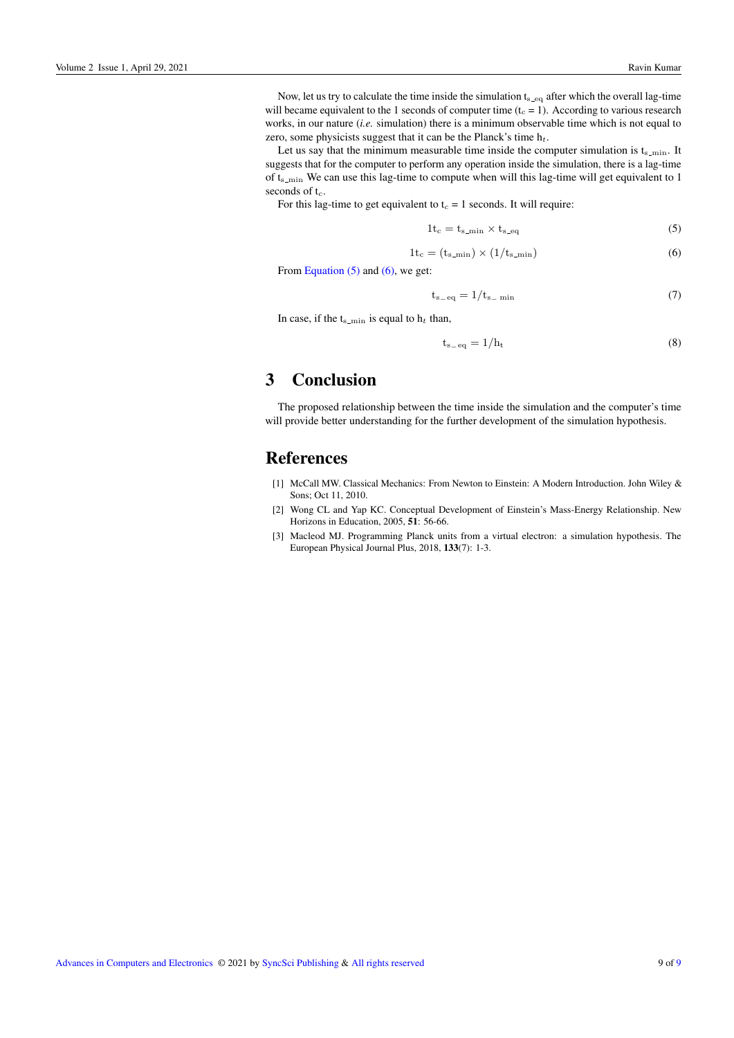Now, let us try to calculate the time inside the simulation $t_{s\_eq}$ after which the overall lag-time will became equivalent to the 1 seconds of computer time ($t_c = 1$). According to various research works, in our nature (*i.e.* simulation) there is a minimum observable time which is not equal to zero, some physicists suggest that it can be the Planck's time $h_t$.

Let us say that the minimum measurable time inside the computer simulation is $t_{s\_min}$. It suggests that for the computer to perform any operation inside the simulation, there is a lag-time of $t_{s\_min}$ We can use this lag-time to compute when will this lag-time will get equivalent to 1 seconds of $t_c$.

For this lag-time to get equivalent to $t_c = 1$ seconds. It will require:

$$1t_c = t_{s\_min} \times t_{s\_eq} \tag{5}$$

$$1t_c = (t_{s\_min}) \times (1/t_{s\_min}) \tag{6}$$

From Equation (5) and (6), we get:

$$t_{s-eq} = 1/t_{s-min} \tag{7}$$

In case, if the $t_{s\_min}$ is equal to $h_t$ than,

$$t_{s-eq} = 1/h_t \tag{8}$$

# 3 Conclusion

The proposed relationship between the time inside the simulation and the computer's time will provide better understanding for the further development of the simulation hypothesis.

# References

[1] McCall MW. Classical Mechanics: From Newton to Einstein: A Modern Introduction. John Wiley & Sons; Oct 11, 2010.

[2] Wong CL and Yap KC. Conceptual Development of Einstein's Mass-Energy Relationship. New Horizons in Education, 2005, **51**: 56-66.

[3] Macleod MJ. Programming Planck units from a virtual electron: a simulation hypothesis. The European Physical Journal Plus, 2018, **133**(7): 1-3.